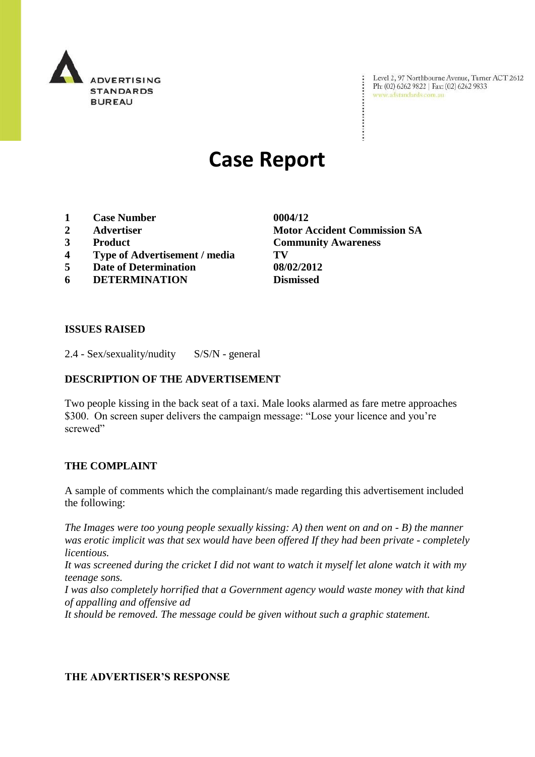ADVERTISING STANDARDS BUREAU

Level 2, 97 Northbourne Avenue, Turner ACT 2612
Ph: (02) 6262 9822 | Fax: (02) 6262 9833
www.adstandards.com.au

# Case Report

| | | |
|---|---|---|
| 1 | **Case Number** | **0004/12** |
| 2 | **Advertiser** | **Motor Accident Commission SA** |
| 3 | **Product** | **Community Awareness** |
| 4 | **Type of Advertisement / media** | **TV** |
| 5 | **Date of Determination** | **08/02/2012** |
| 6 | **DETERMINATION** | **Dismissed** |

**ISSUES RAISED**

2.4 - Sex/sexuality/nudity S/S/N - general

**DESCRIPTION OF THE ADVERTISEMENT**

Two people kissing in the back seat of a taxi. Male looks alarmed as fare metre approaches $300. On screen super delivers the campaign message: "Lose your licence and you're screwed"

**THE COMPLAINT**

A sample of comments which the complainant/s made regarding this advertisement included the following:

*The Images were too young people sexually kissing: A) then went on and on - B) the manner was erotic implicit was that sex would have been offered If they had been private - completely licentious.*
*It was screened during the cricket I did not want to watch it myself let alone watch it with my teenage sons.*
*I was also completely horrified that a Government agency would waste money with that kind of appalling and offensive ad*
*It should be removed. The message could be given without such a graphic statement.*

**THE ADVERTISER'S RESPONSE**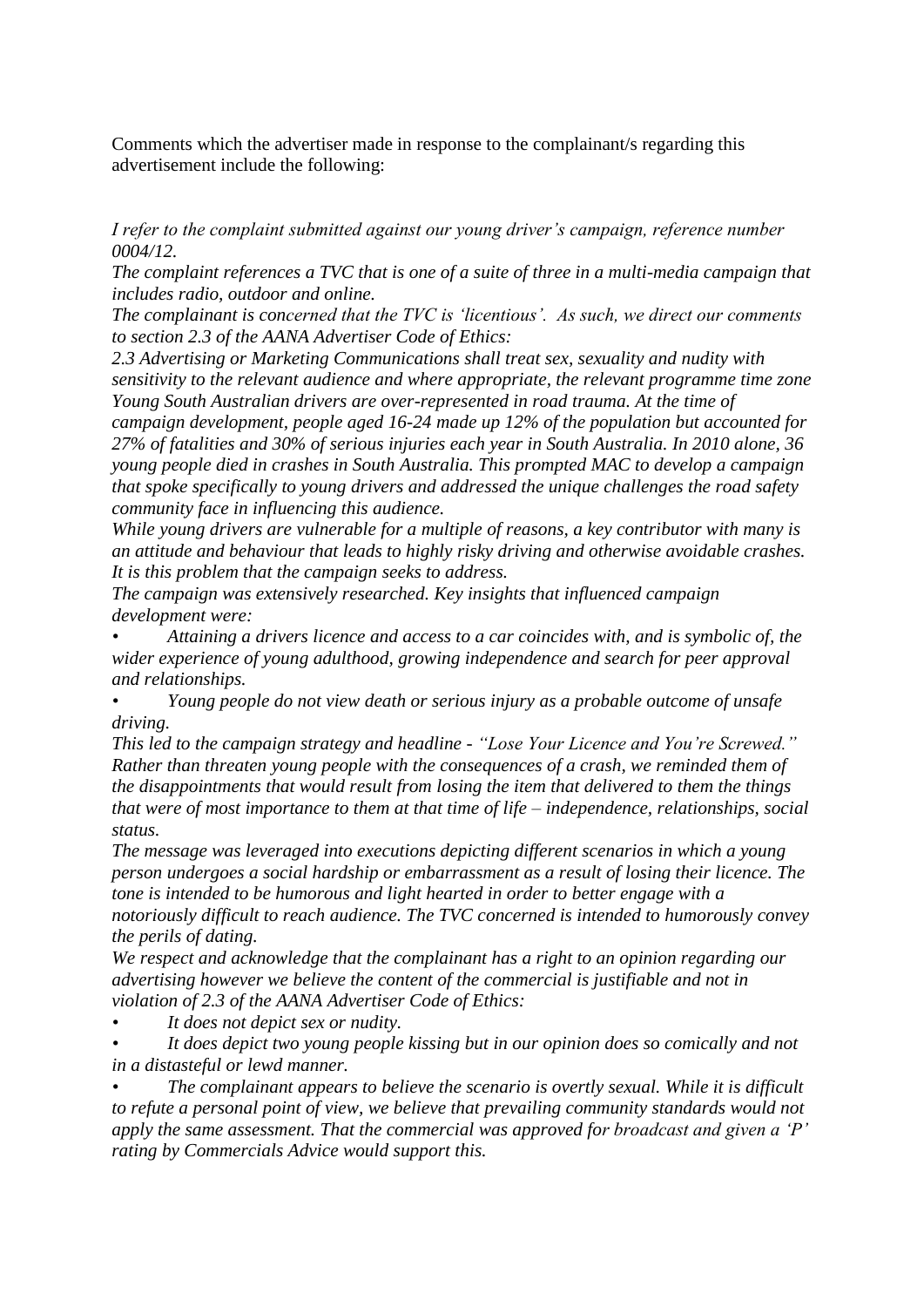Comments which the advertiser made in response to the complainant/s regarding this advertisement include the following:

*I refer to the complaint submitted against our young driver's campaign, reference number 0004/12.*

*The complaint references a TVC that is one of a suite of three in a multi-media campaign that includes radio, outdoor and online.*

*The complainant is concerned that the TVC is 'licentious'. As such, we direct our comments to section 2.3 of the AANA Advertiser Code of Ethics:*

*2.3 Advertising or Marketing Communications shall treat sex, sexuality and nudity with sensitivity to the relevant audience and where appropriate, the relevant programme time zone*

*Young South Australian drivers are over-represented in road trauma. At the time of campaign development, people aged 16-24 made up 12% of the population but accounted for 27% of fatalities and 30% of serious injuries each year in South Australia. In 2010 alone, 36 young people died in crashes in South Australia. This prompted MAC to develop a campaign that spoke specifically to young drivers and addressed the unique challenges the road safety community face in influencing this audience.*

*While young drivers are vulnerable for a multiple of reasons, a key contributor with many is an attitude and behaviour that leads to highly risky driving and otherwise avoidable crashes. It is this problem that the campaign seeks to address.*

*The campaign was extensively researched. Key insights that influenced campaign development were:*

- *Attaining a drivers licence and access to a car coincides with, and is symbolic of, the wider experience of young adulthood, growing independence and search for peer approval and relationships.*
- *Young people do not view death or serious injury as a probable outcome of unsafe driving.*

*This led to the campaign strategy and headline - "Lose Your Licence and You're Screwed." Rather than threaten young people with the consequences of a crash, we reminded them of the disappointments that would result from losing the item that delivered to them the things that were of most importance to them at that time of life – independence, relationships, social status.*

*The message was leveraged into executions depicting different scenarios in which a young person undergoes a social hardship or embarrassment as a result of losing their licence. The tone is intended to be humorous and light hearted in order to better engage with a notoriously difficult to reach audience. The TVC concerned is intended to humorously convey the perils of dating.*

*We respect and acknowledge that the complainant has a right to an opinion regarding our advertising however we believe the content of the commercial is justifiable and not in violation of 2.3 of the AANA Advertiser Code of Ethics:*

- *It does not depict sex or nudity.*
- *It does depict two young people kissing but in our opinion does so comically and not in a distasteful or lewd manner.*
- *The complainant appears to believe the scenario is overtly sexual. While it is difficult to refute a personal point of view, we believe that prevailing community standards would not apply the same assessment. That the commercial was approved for broadcast and given a 'P' rating by Commercials Advice would support this.*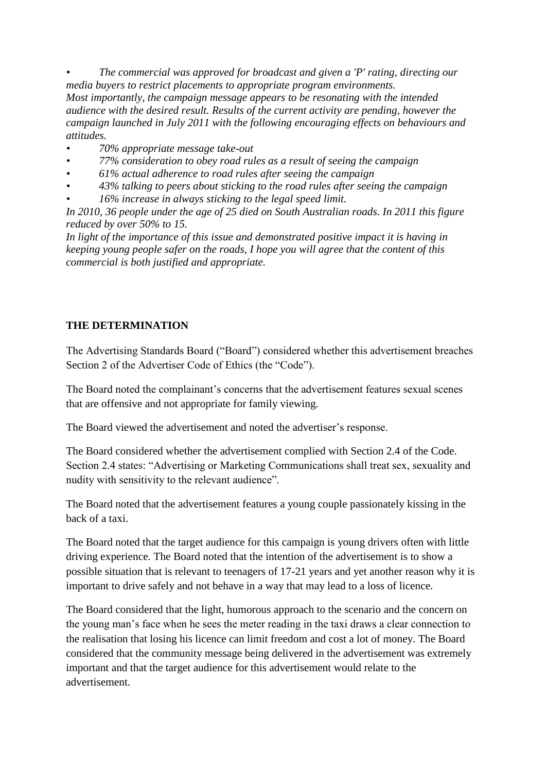- *The commercial was approved for broadcast and given a 'P' rating, directing our media buyers to restrict placements to appropriate program environments.*

*Most importantly, the campaign message appears to be resonating with the intended audience with the desired result. Results of the current activity are pending, however the campaign launched in July 2011 with the following encouraging effects on behaviours and attitudes.*

- *70% appropriate message take-out*
- *77% consideration to obey road rules as a result of seeing the campaign*
- *61% actual adherence to road rules after seeing the campaign*
- *43% talking to peers about sticking to the road rules after seeing the campaign*
- *16% increase in always sticking to the legal speed limit.*

*In 2010, 36 people under the age of 25 died on South Australian roads. In 2011 this figure reduced by over 50% to 15.*

*In light of the importance of this issue and demonstrated positive impact it is having in keeping young people safer on the roads, I hope you will agree that the content of this commercial is both justified and appropriate.*

## THE DETERMINATION

The Advertising Standards Board ("Board") considered whether this advertisement breaches Section 2 of the Advertiser Code of Ethics (the "Code").

The Board noted the complainant's concerns that the advertisement features sexual scenes that are offensive and not appropriate for family viewing.

The Board viewed the advertisement and noted the advertiser's response.

The Board considered whether the advertisement complied with Section 2.4 of the Code. Section 2.4 states: "Advertising or Marketing Communications shall treat sex, sexuality and nudity with sensitivity to the relevant audience".

The Board noted that the advertisement features a young couple passionately kissing in the back of a taxi.

The Board noted that the target audience for this campaign is young drivers often with little driving experience. The Board noted that the intention of the advertisement is to show a possible situation that is relevant to teenagers of 17-21 years and yet another reason why it is important to drive safely and not behave in a way that may lead to a loss of licence.

The Board considered that the light, humorous approach to the scenario and the concern on the young man's face when he sees the meter reading in the taxi draws a clear connection to the realisation that losing his licence can limit freedom and cost a lot of money. The Board considered that the community message being delivered in the advertisement was extremely important and that the target audience for this advertisement would relate to the advertisement.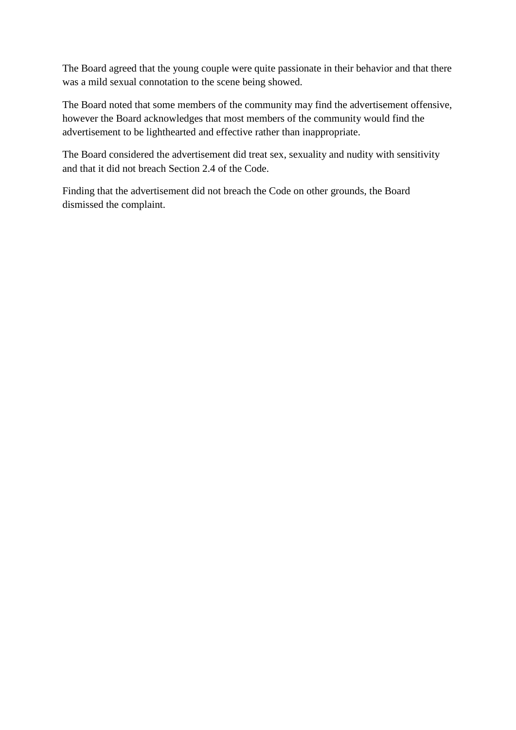The Board agreed that the young couple were quite passionate in their behavior and that there was a mild sexual connotation to the scene being showed.

The Board noted that some members of the community may find the advertisement offensive, however the Board acknowledges that most members of the community would find the advertisement to be lighthearted and effective rather than inappropriate.

The Board considered the advertisement did treat sex, sexuality and nudity with sensitivity and that it did not breach Section 2.4 of the Code.

Finding that the advertisement did not breach the Code on other grounds, the Board dismissed the complaint.